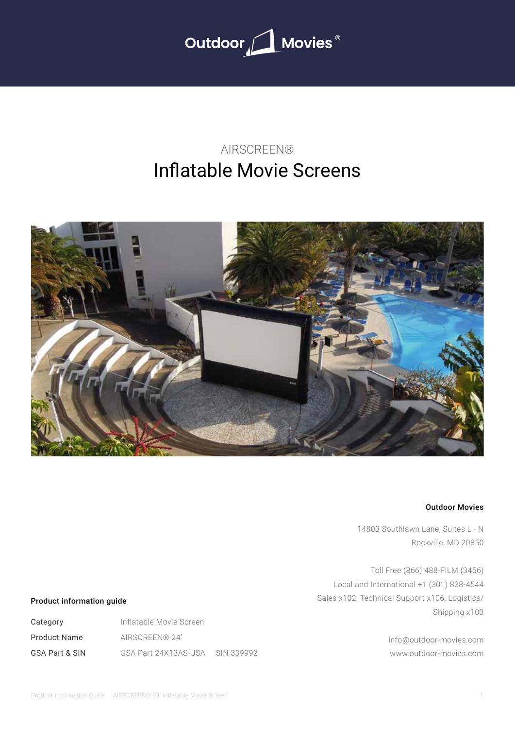Outdoor Movies®

AIRSCREEN®

# Inflatable Movie Screens

**Outdoor Movies**

14803 Southlawn Lane, Suites L - N
Rockville, MD 20850

Toll Free (866) 488-FILM (3456)
Local and International +1 (301) 838-4544
Sales x102, Technical Support x106, Logistics/Shipping x103

info@outdoor-movies.com
www.outdoor-movies.com

**Product information guide**

| | |
|---|---|
| Category | Inflatable Movie Screen |
| Product Name | AIRSCREEN® 24’ |
| GSA Part & SIN | GSA Part 24X13AS-USA     SIN 339992 |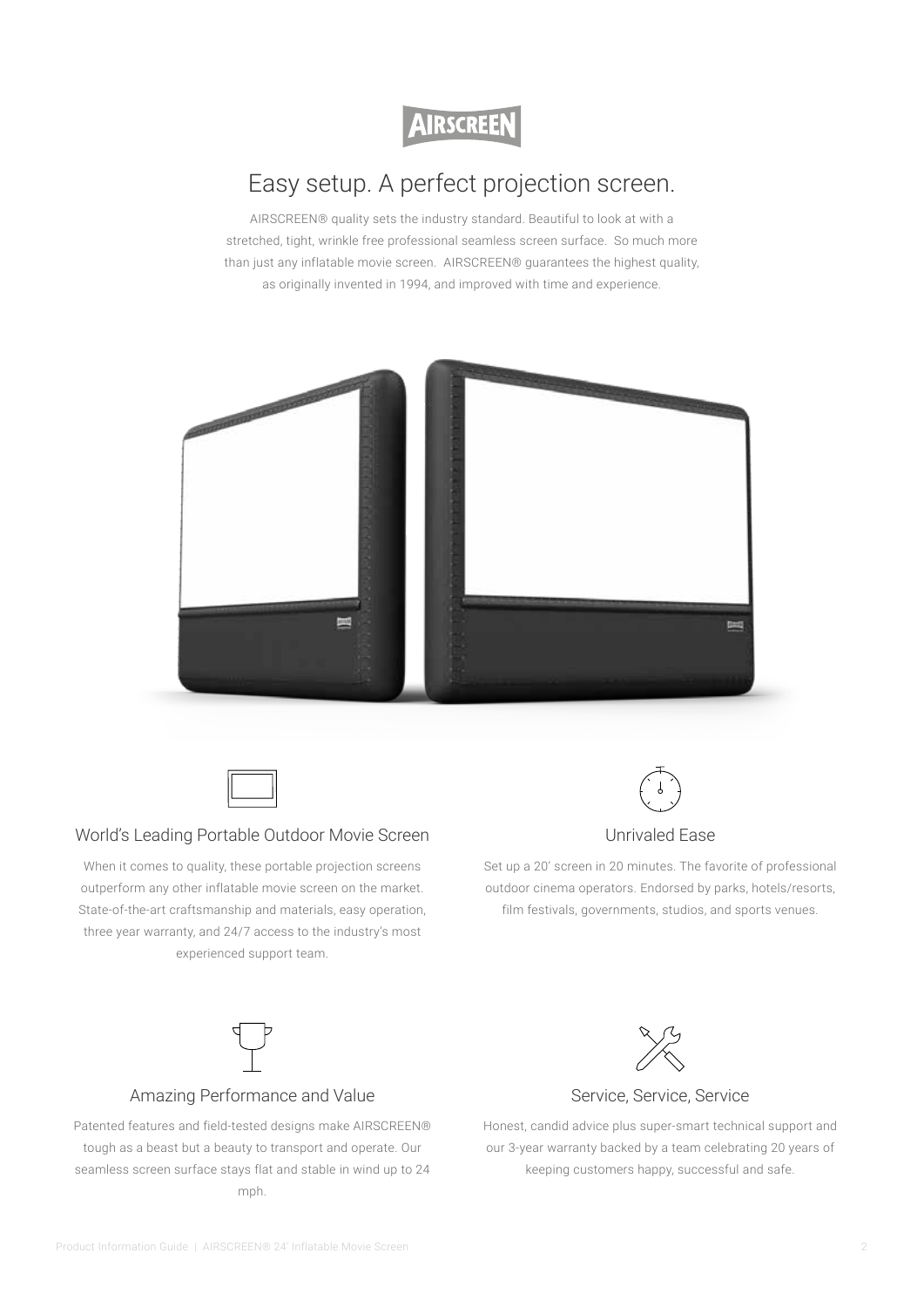AIRSCREEN

# Easy setup. A perfect projection screen.

AIRSCREEN® quality sets the industry standard. Beautiful to look at with a stretched, tight, wrinkle free professional seamless screen surface. So much more than just any inflatable movie screen. AIRSCREEN® guarantees the highest quality, as originally invented in 1994, and improved with time and experience.

## World's Leading Portable Outdoor Movie Screen

When it comes to quality, these portable projection screens outperform any other inflatable movie screen on the market. State-of-the-art craftsmanship and materials, easy operation, three year warranty, and 24/7 access to the industry's most experienced support team.

## Unrivaled Ease

Set up a 20' screen in 20 minutes. The favorite of professional outdoor cinema operators. Endorsed by parks, hotels/resorts, film festivals, governments, studios, and sports venues.

## Amazing Performance and Value

Patented features and field-tested designs make AIRSCREEN® tough as a beast but a beauty to transport and operate. Our seamless screen surface stays flat and stable in wind up to 24 mph.

## Service, Service, Service

Honest, candid advice plus super-smart technical support and our 3-year warranty backed by a team celebrating 20 years of keeping customers happy, successful and safe.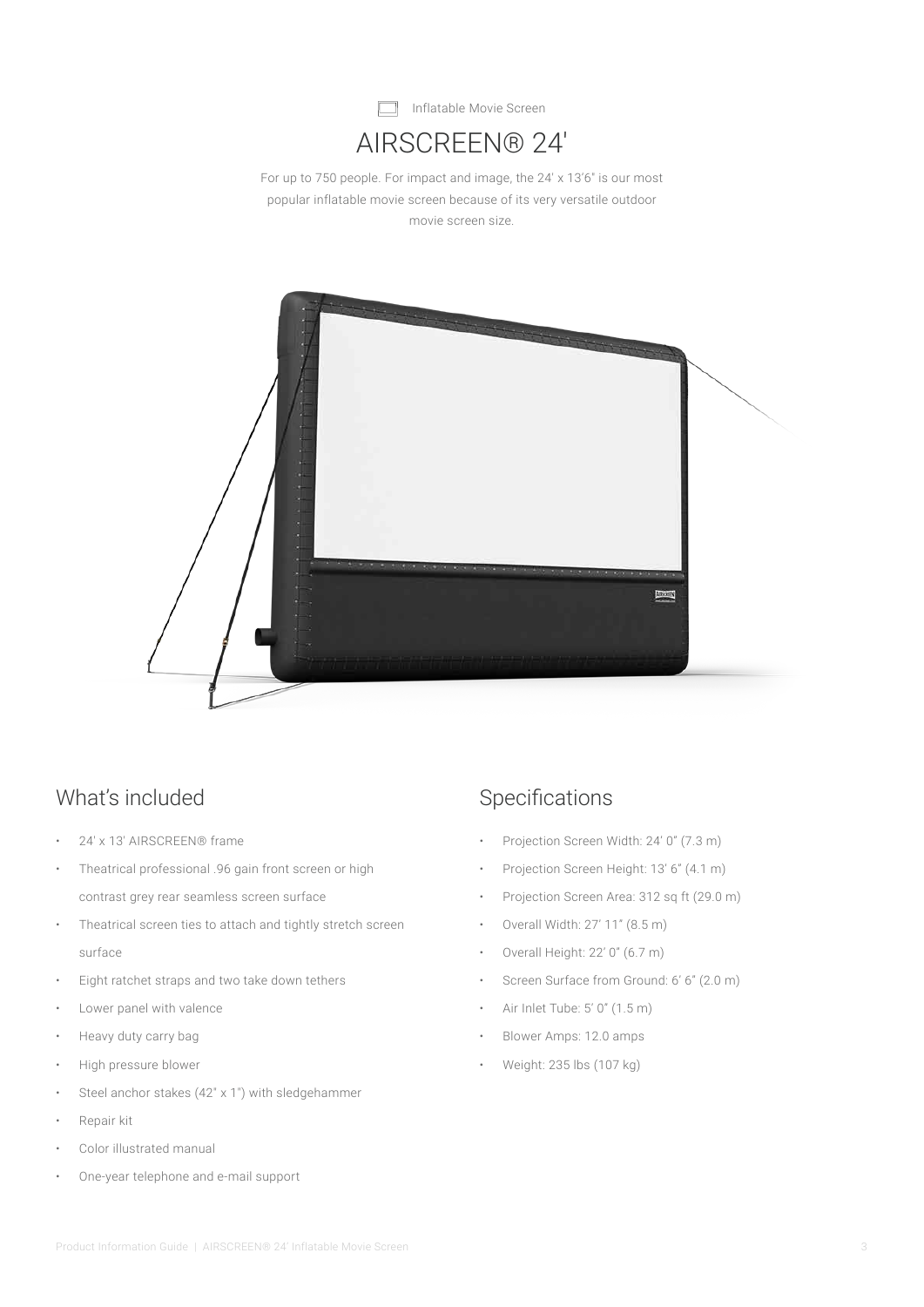Inflatable Movie Screen

# AIRSCREEN® 24'

For up to 750 people. For impact and image, the 24' x 13'6" is our most popular inflatable movie screen because of its very versatile outdoor movie screen size.

## What's included

- 24' x 13' AIRSCREEN® frame
- Theatrical professional .96 gain front screen or high contrast grey rear seamless screen surface
- Theatrical screen ties to attach and tightly stretch screen surface
- Eight ratchet straps and two take down tethers
- Lower panel with valence
- Heavy duty carry bag
- High pressure blower
- Steel anchor stakes (42" x 1") with sledgehammer
- Repair kit
- Color illustrated manual
- One-year telephone and e-mail support

## Specifications

- Projection Screen Width: 24' 0" (7.3 m)
- Projection Screen Height: 13' 6" (4.1 m)
- Projection Screen Area: 312 sq ft (29.0 m)
- Overall Width: 27' 11" (8.5 m)
- Overall Height: 22' 0" (6.7 m)
- Screen Surface from Ground: 6' 6" (2.0 m)
- Air Inlet Tube: 5' 0" (1.5 m)
- Blower Amps: 12.0 amps
- Weight: 235 lbs (107 kg)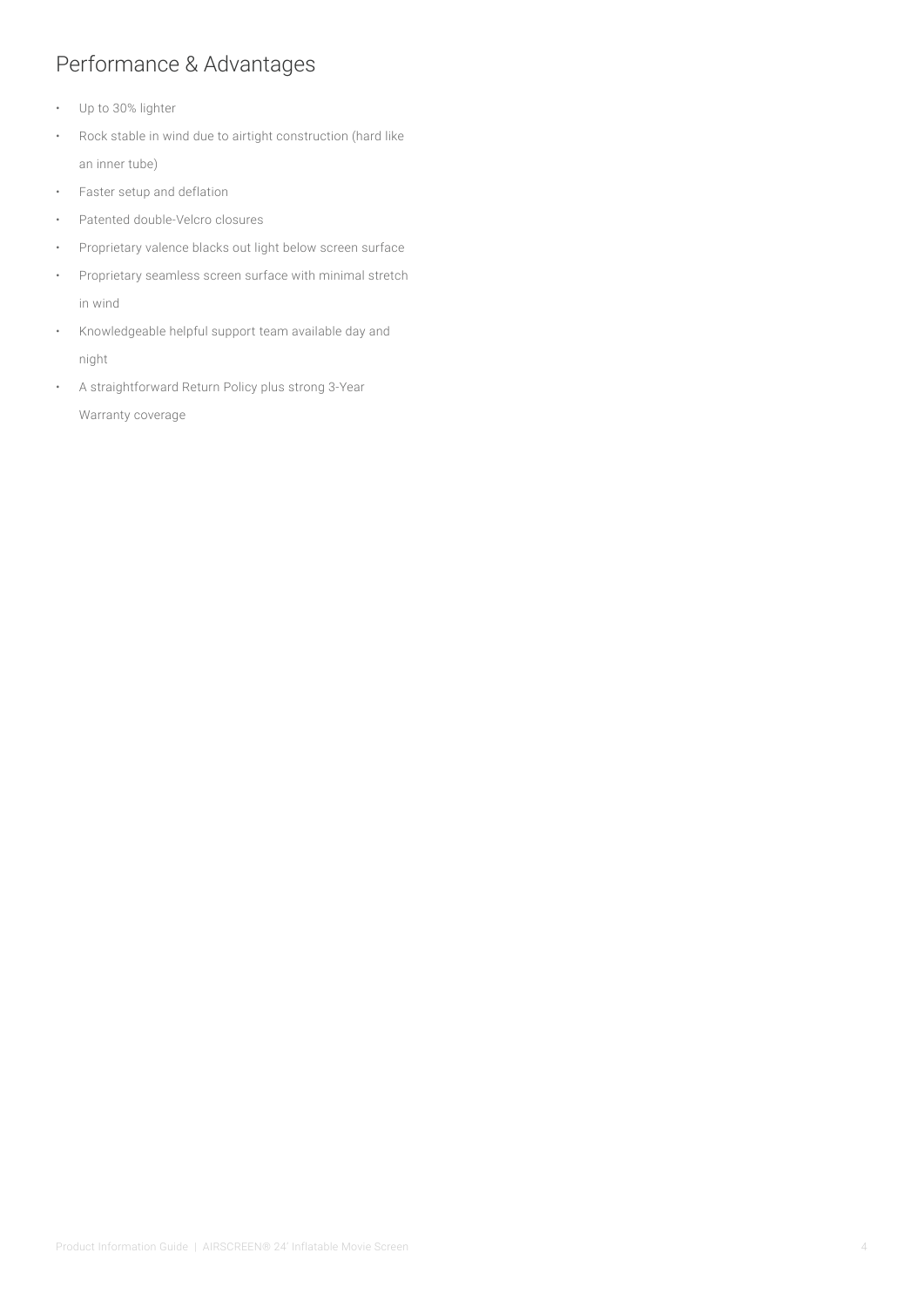## Performance & Advantages

- Up to 30% lighter
- Rock stable in wind due to airtight construction (hard like an inner tube)
- Faster setup and deflation
- Patented double-Velcro closures
- Proprietary valence blacks out light below screen surface
- Proprietary seamless screen surface with minimal stretch in wind
- Knowledgeable helpful support team available day and night
- A straightforward Return Policy plus strong 3-Year Warranty coverage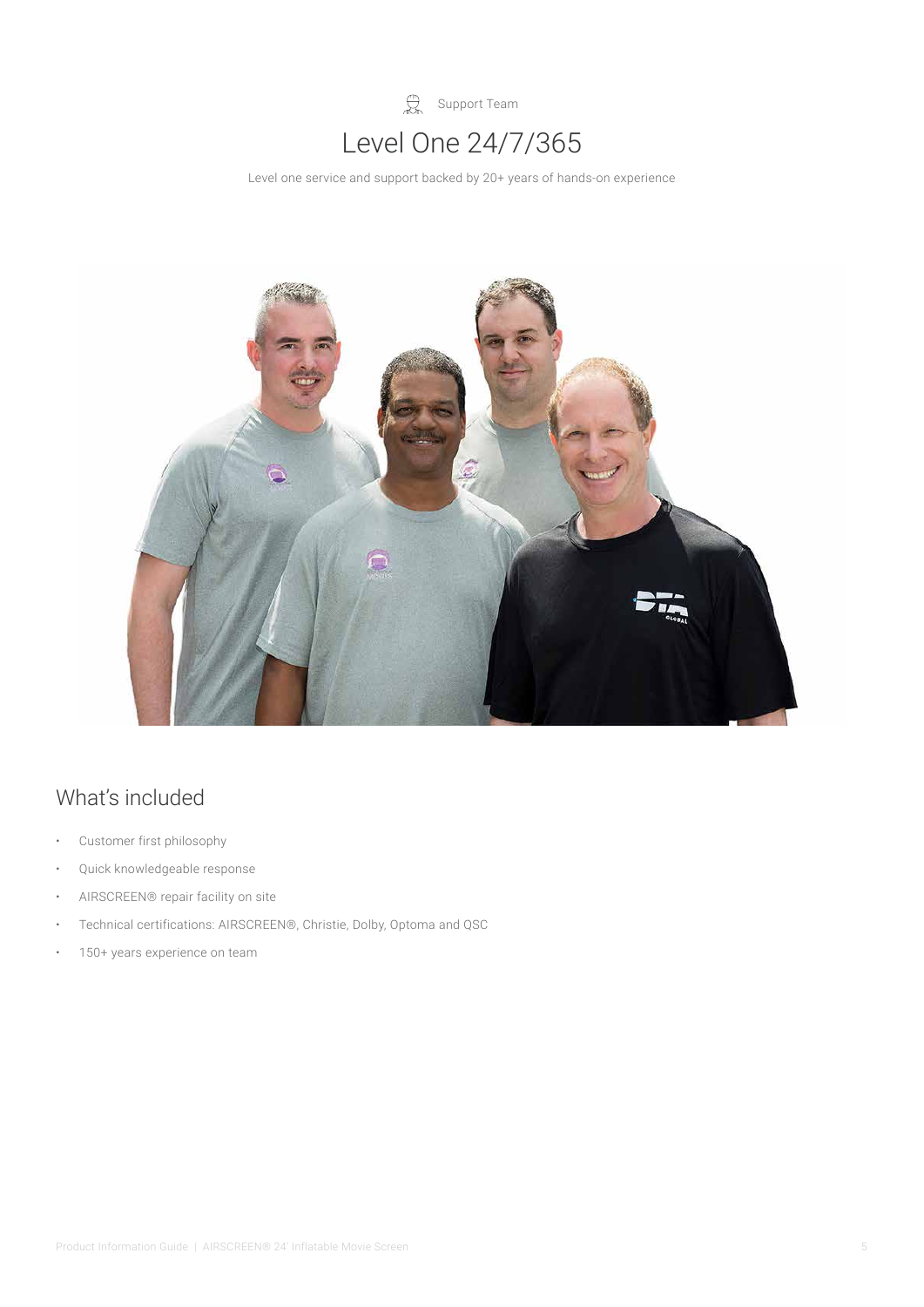Support Team

# Level One 24/7/365

Level one service and support backed by 20+ years of hands-on experience

## What's included

- Customer first philosophy
- Quick knowledgeable response
- AIRSCREEN® repair facility on site
- Technical certifications: AIRSCREEN®, Christie, Dolby, Optoma and QSC
- 150+ years experience on team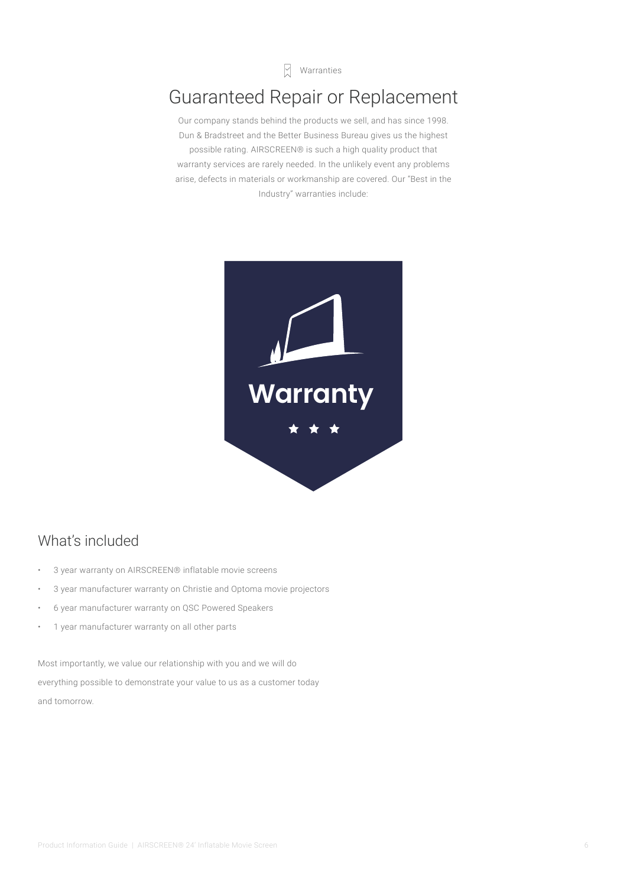Warranties

# Guaranteed Repair or Replacement

Our company stands behind the products we sell, and has since 1998. Dun & Bradstreet and the Better Business Bureau gives us the highest possible rating. AIRSCREEN® is such a high quality product that warranty services are rarely needed. In the unlikely event any problems arise, defects in materials or workmanship are covered. Our "Best in the Industry" warranties include:

## What's included

- 3 year warranty on AIRSCREEN® inflatable movie screens
- 3 year manufacturer warranty on Christie and Optoma movie projectors
- 6 year manufacturer warranty on QSC Powered Speakers
- 1 year manufacturer warranty on all other parts

Most importantly, we value our relationship with you and we will do everything possible to demonstrate your value to us as a customer today and tomorrow.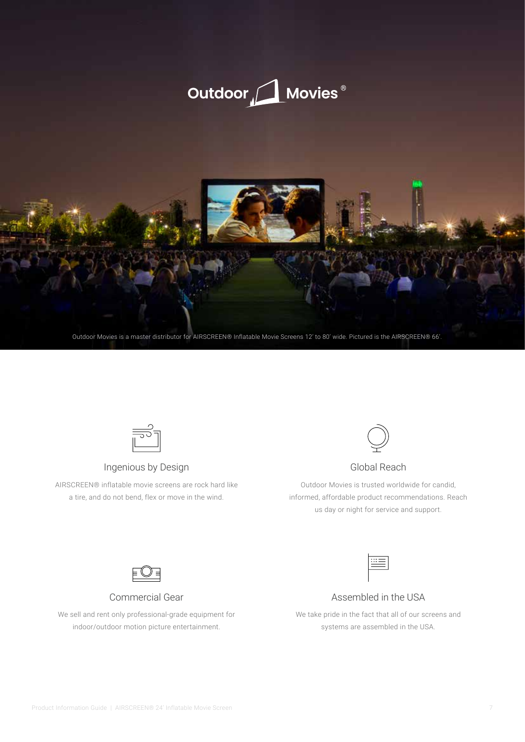# Outdoor Movies®

Outdoor Movies is a master distributor for AIRSCREEN® Inflatable Movie Screens 12' to 80' wide. Pictured is the AIRSCREEN® 66'.

### Ingenious by Design

AIRSCREEN® inflatable movie screens are rock hard like a tire, and do not bend, flex or move in the wind.

### Global Reach

Outdoor Movies is trusted worldwide for candid, informed, affordable product recommendations. Reach us day or night for service and support.

### Commercial Gear

We sell and rent only professional-grade equipment for indoor/outdoor motion picture entertainment.

### Assembled in the USA

We take pride in the fact that all of our screens and systems are assembled in the USA.